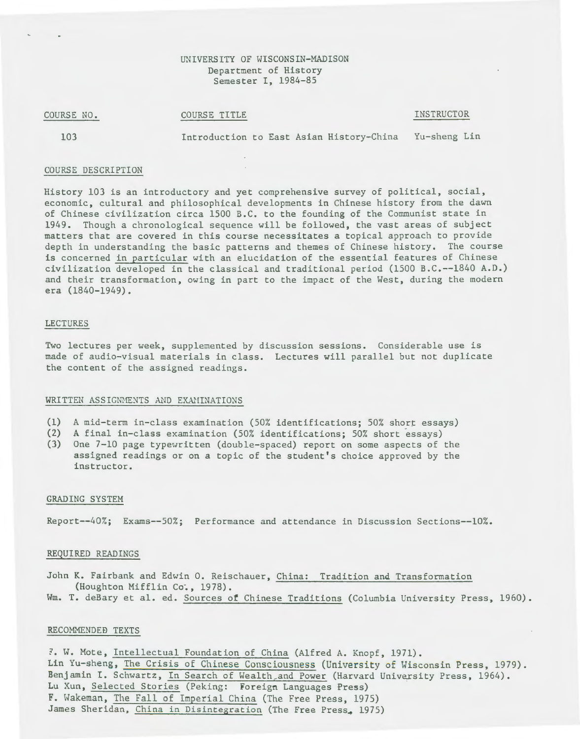UNIVERSITY OF WISCONSIN-MADISON
Department of History
Semester I, 1984-85

| COURSE NO. | COURSE TITLE | INSTRUCTOR |
|---|---|---|
| 103 | Introduction to East Asian History-China | Yu-sheng Lin |

## COURSE DESCRIPTION

History 103 is an introductory and yet comprehensive survey of political, social, economic, cultural and philosophical developments in Chinese history from the dawn of Chinese civilization circa 1500 B.C. to the founding of the Communist state in 1949. Though a chronological sequence will be followed, the vast areas of subject matters that are covered in this course necessitates a topical approach to provide depth in understanding the basic patterns and themes of Chinese history. The course is concerned in particular with an elucidation of the essential features of Chinese civilization developed in the classical and traditional period (1500 B.C.--1840 A.D.) and their transformation, owing in part to the impact of the West, during the modern era (1840-1949).

## LECTURES

Two lectures per week, supplemented by discussion sessions. Considerable use is made of audio-visual materials in class. Lectures will parallel but not duplicate the content of the assigned readings.

## WRITTEN ASSIGNMENTS AND EXAMINATIONS

(1) A mid-term in-class examination (50% identifications; 50% short essays)
(2) A final in-class examination (50% identifications; 50% short essays)
(3) One 7-10 page typewritten (double-spaced) report on some aspects of the assigned readings or on a topic of the student's choice approved by the instructor.

## GRADING SYSTEM

Report--40%; Exams--50%; Performance and attendance in Discussion Sections--10%.

## REQUIRED READINGS

John K. Fairbank and Edwin O. Reischauer, China: Tradition and Transformation (Houghton Mifflin Co., 1978).
Wm. T. deBary et al. ed. Sources of Chinese Traditions (Columbia University Press, 1960).

## RECOMMENDED TEXTS

F. W. Mote, Intellectual Foundation of China (Alfred A. Knopf, 1971).
Lin Yu-sheng, The Crisis of Chinese Consciousness (University of Wisconsin Press, 1979).
Benjamin I. Schwartz, In Search of Wealth and Power (Harvard University Press, 1964).
Lu Xun, Selected Stories (Peking: Foreign Languages Press)
F. Wakeman, The Fall of Imperial China (The Free Press, 1975)
James Sheridan, China in Disintegration (The Free Press, 1975)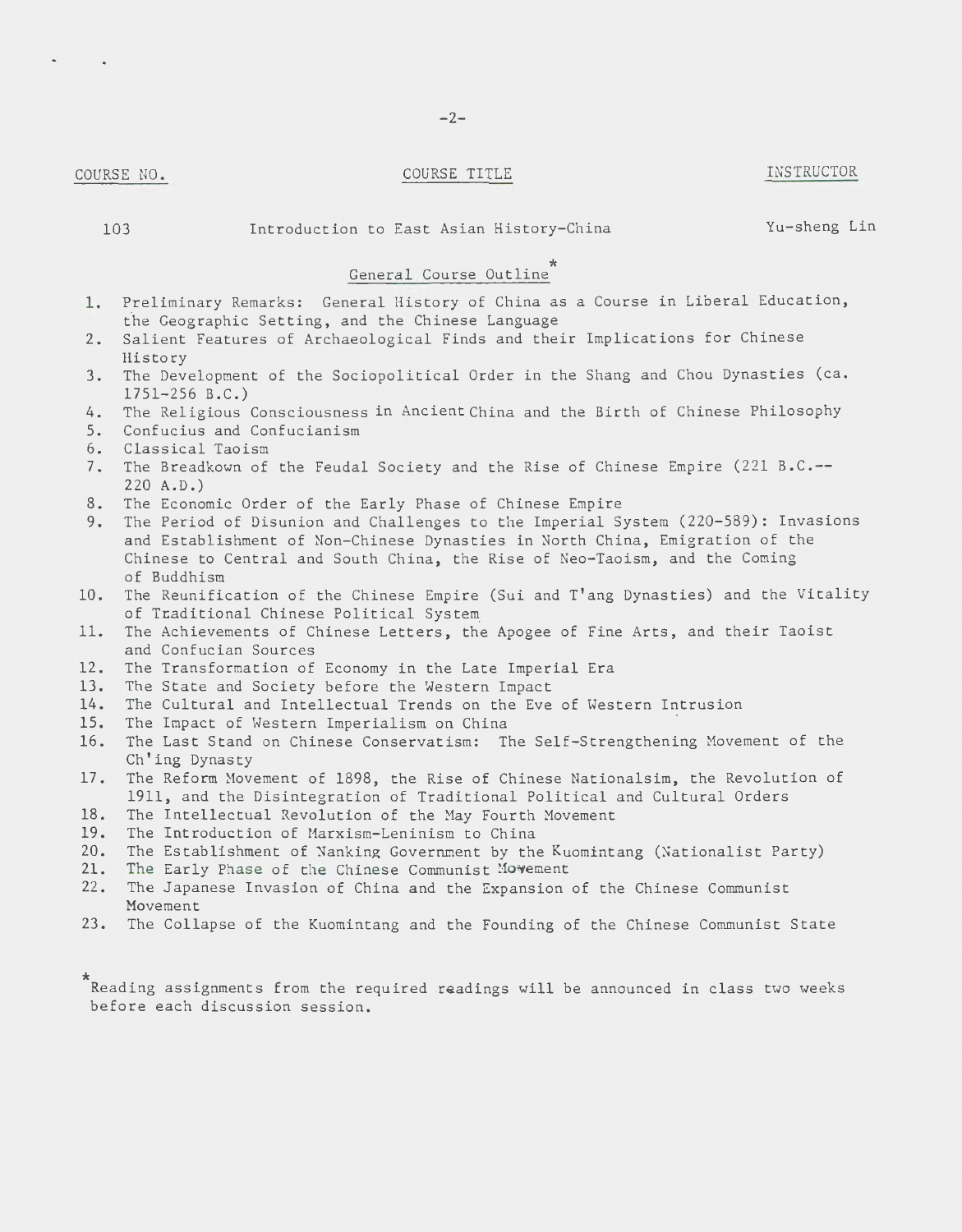| COURSE NO. | COURSE TITLE | INSTRUCTOR |
| --- | --- | --- |
| 103 | Introduction to East Asian History-China | Yu-sheng Lin |

## General Course Outline*

1. Preliminary Remarks: General History of China as a Course in Liberal Education, the Geographic Setting, and the Chinese Language
2. Salient Features of Archaeological Finds and their Implications for Chinese History
3. The Development of the Sociopolitical Order in the Shang and Chou Dynasties (ca. 1751-256 B.C.)
4. The Religious Consciousness in Ancient China and the Birth of Chinese Philosophy
5. Confucius and Confucianism
6. Classical Taoism
7. The Breadkown of the Feudal Society and the Rise of Chinese Empire (221 B.C.--220 A.D.)
8. The Economic Order of the Early Phase of Chinese Empire
9. The Period of Disunion and Challenges to the Imperial System (220-589): Invasions and Establishment of Non-Chinese Dynasties in North China, Emigration of the Chinese to Central and South China, the Rise of Neo-Taoism, and the Coming of Buddhism
10. The Reunification of the Chinese Empire (Sui and T'ang Dynasties) and the Vitality of Traditional Chinese Political System
11. The Achievements of Chinese Letters, the Apogee of Fine Arts, and their Taoist and Confucian Sources
12. The Transformation of Economy in the Late Imperial Era
13. The State and Society before the Western Impact
14. The Cultural and Intellectual Trends on the Eve of Western Intrusion
15. The Impact of Western Imperialism on China
16. The Last Stand on Chinese Conservatism: The Self-Strengthening Movement of the Ch'ing Dynasty
17. The Reform Movement of 1898, the Rise of Chinese Nationalsim, the Revolution of 1911, and the Disintegration of Traditional Political and Cultural Orders
18. The Intellectual Revolution of the May Fourth Movement
19. The Introduction of Marxism-Leninism to China
20. The Establishment of Nanking Government by the Kuomintang (Nationalist Party)
21. The Early Phase of the Chinese Communist Movement
22. The Japanese Invasion of China and the Expansion of the Chinese Communist Movement
23. The Collapse of the Kuomintang and the Founding of the Chinese Communist State

*Reading assignments from the required readings will be announced in class two weeks before each discussion session.